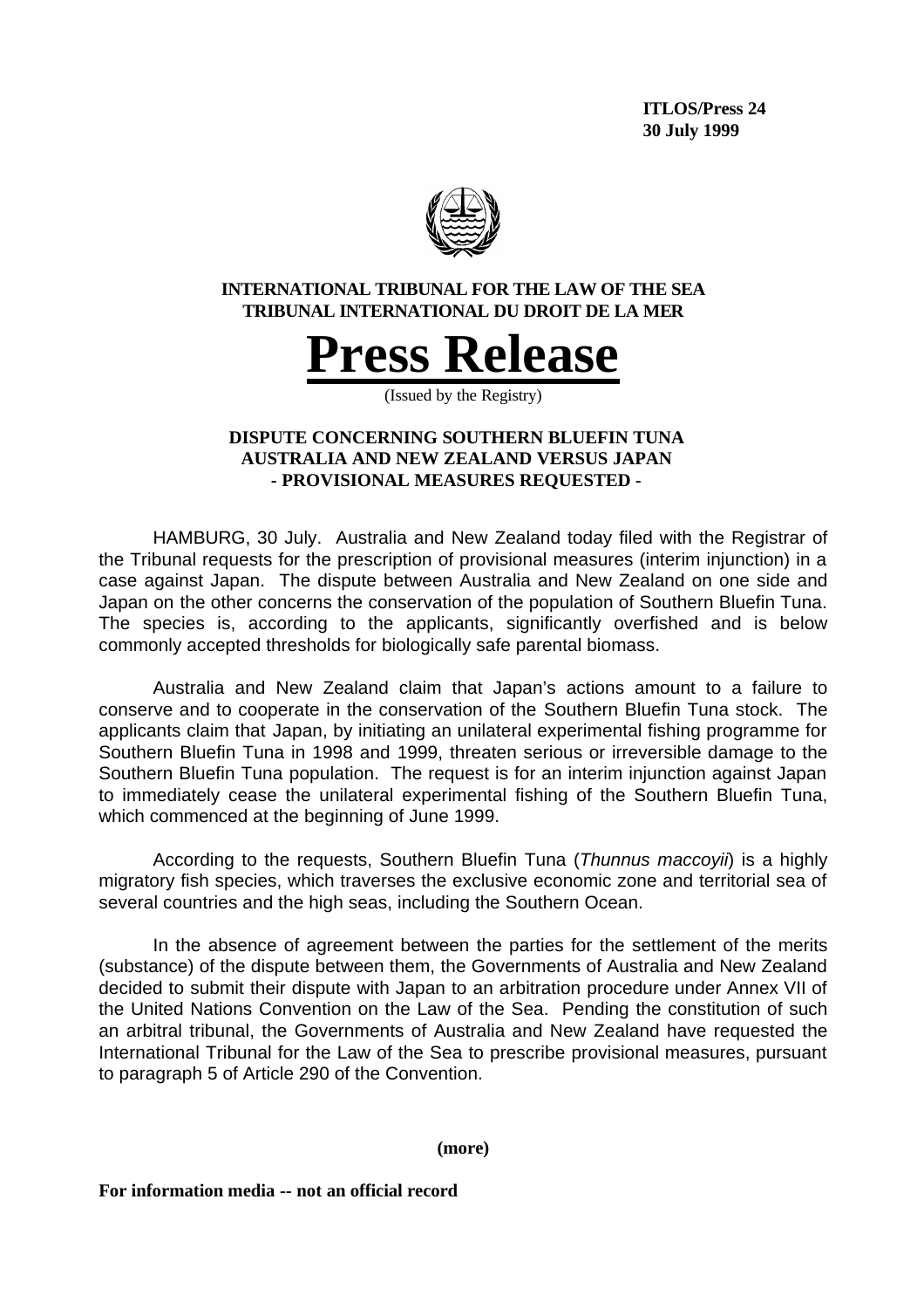**ITLOS/Press 24**
**30 July 1999**

**INTERNATIONAL TRIBUNAL FOR THE LAW OF THE SEA**
**TRIBUNAL INTERNATIONAL DU DROIT DE LA MER**

# Press Release

(Issued by the Registry)

## DISPUTE CONCERNING SOUTHERN BLUEFIN TUNA AUSTRALIA AND NEW ZEALAND VERSUS JAPAN - PROVISIONAL MEASURES REQUESTED -

HAMBURG, 30 July. Australia and New Zealand today filed with the Registrar of the Tribunal requests for the prescription of provisional measures (interim injunction) in a case against Japan. The dispute between Australia and New Zealand on one side and Japan on the other concerns the conservation of the population of Southern Bluefin Tuna. The species is, according to the applicants, significantly overfished and is below commonly accepted thresholds for biologically safe parental biomass.

Australia and New Zealand claim that Japan's actions amount to a failure to conserve and to cooperate in the conservation of the Southern Bluefin Tuna stock. The applicants claim that Japan, by initiating an unilateral experimental fishing programme for Southern Bluefin Tuna in 1998 and 1999, threaten serious or irreversible damage to the Southern Bluefin Tuna population. The request is for an interim injunction against Japan to immediately cease the unilateral experimental fishing of the Southern Bluefin Tuna, which commenced at the beginning of June 1999.

According to the requests, Southern Bluefin Tuna (*Thunnus maccoyii*) is a highly migratory fish species, which traverses the exclusive economic zone and territorial sea of several countries and the high seas, including the Southern Ocean.

In the absence of agreement between the parties for the settlement of the merits (substance) of the dispute between them, the Governments of Australia and New Zealand decided to submit their dispute with Japan to an arbitration procedure under Annex VII of the United Nations Convention on the Law of the Sea. Pending the constitution of such an arbitral tribunal, the Governments of Australia and New Zealand have requested the International Tribunal for the Law of the Sea to prescribe provisional measures, pursuant to paragraph 5 of Article 290 of the Convention.

**(more)**

**For information media -- not an official record**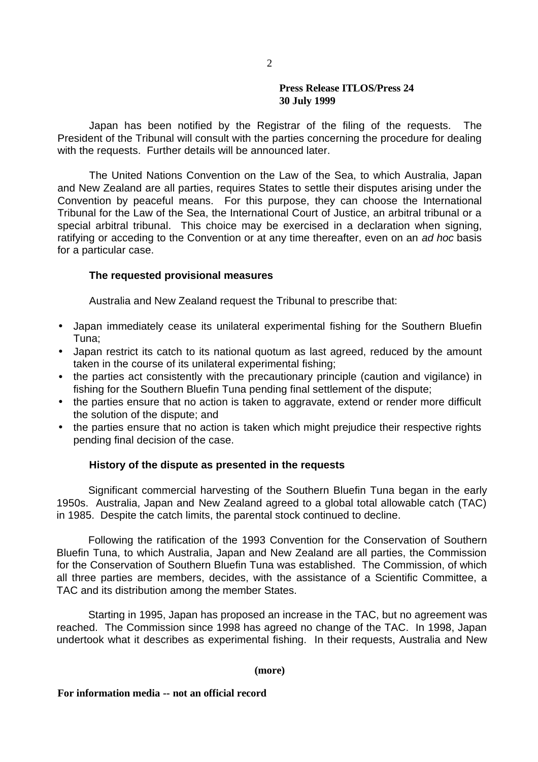**Press Release ITLOS/Press 24**
**30 July 1999**

Japan has been notified by the Registrar of the filing of the requests. The President of the Tribunal will consult with the parties concerning the procedure for dealing with the requests. Further details will be announced later.

The United Nations Convention on the Law of the Sea, to which Australia, Japan and New Zealand are all parties, requires States to settle their disputes arising under the Convention by peaceful means. For this purpose, they can choose the International Tribunal for the Law of the Sea, the International Court of Justice, an arbitral tribunal or a special arbitral tribunal. This choice may be exercised in a declaration when signing, ratifying or acceding to the Convention or at any time thereafter, even on an *ad hoc* basis for a particular case.

**The requested provisional measures**

Australia and New Zealand request the Tribunal to prescribe that:

- Japan immediately cease its unilateral experimental fishing for the Southern Bluefin Tuna;
- Japan restrict its catch to its national quotum as last agreed, reduced by the amount taken in the course of its unilateral experimental fishing;
- the parties act consistently with the precautionary principle (caution and vigilance) in fishing for the Southern Bluefin Tuna pending final settlement of the dispute;
- the parties ensure that no action is taken to aggravate, extend or render more difficult the solution of the dispute; and
- the parties ensure that no action is taken which might prejudice their respective rights pending final decision of the case.

**History of the dispute as presented in the requests**

Significant commercial harvesting of the Southern Bluefin Tuna began in the early 1950s. Australia, Japan and New Zealand agreed to a global total allowable catch (TAC) in 1985. Despite the catch limits, the parental stock continued to decline.

Following the ratification of the 1993 Convention for the Conservation of Southern Bluefin Tuna, to which Australia, Japan and New Zealand are all parties, the Commission for the Conservation of Southern Bluefin Tuna was established. The Commission, of which all three parties are members, decides, with the assistance of a Scientific Committee, a TAC and its distribution among the member States.

Starting in 1995, Japan has proposed an increase in the TAC, but no agreement was reached. The Commission since 1998 has agreed no change of the TAC. In 1998, Japan undertook what it describes as experimental fishing. In their requests, Australia and New

**(more)**

**For information media -- not an official record**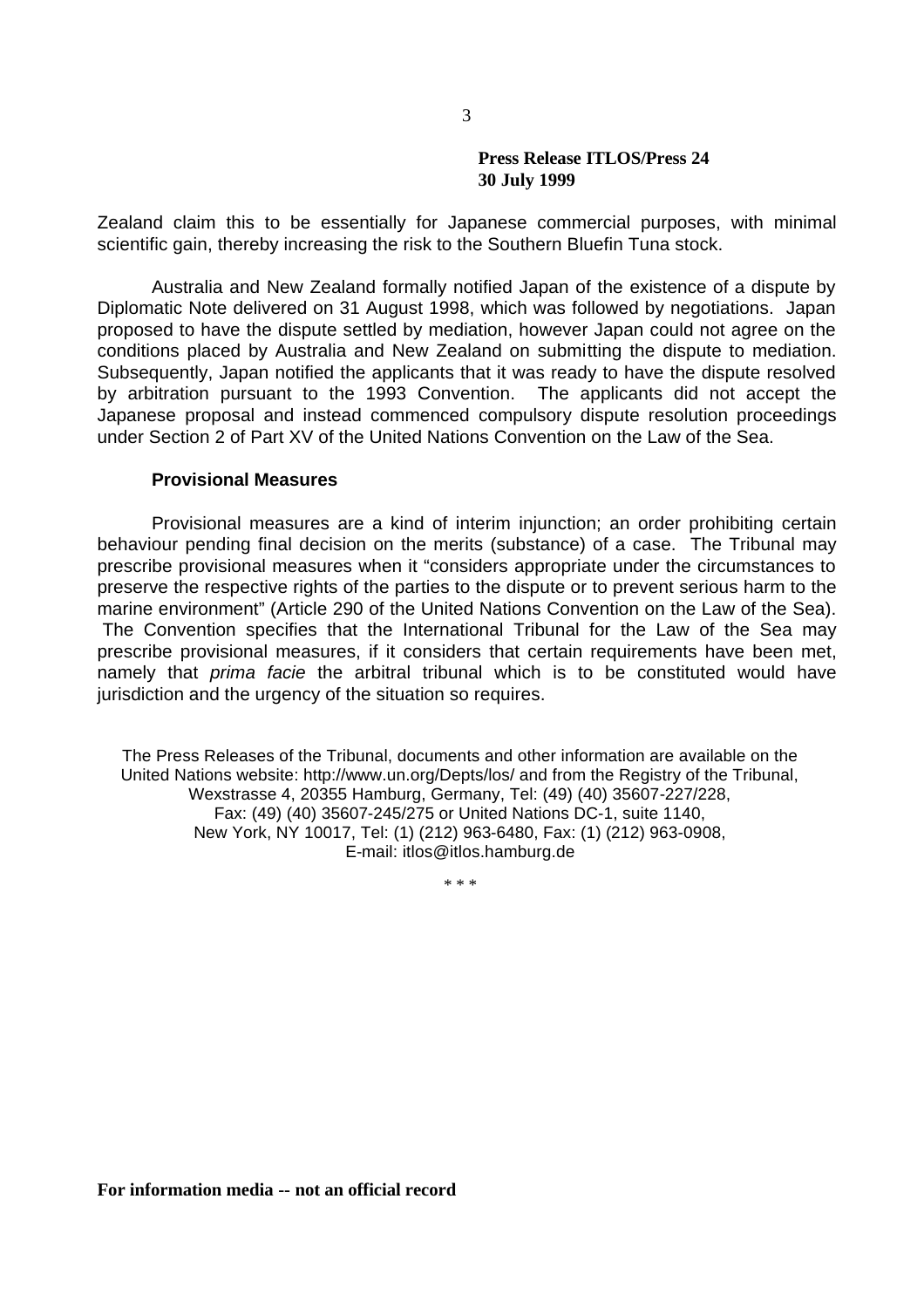Zealand claim this to be essentially for Japanese commercial purposes, with minimal scientific gain, thereby increasing the risk to the Southern Bluefin Tuna stock.

Australia and New Zealand formally notified Japan of the existence of a dispute by Diplomatic Note delivered on 31 August 1998, which was followed by negotiations. Japan proposed to have the dispute settled by mediation, however Japan could not agree on the conditions placed by Australia and New Zealand on submitting the dispute to mediation. Subsequently, Japan notified the applicants that it was ready to have the dispute resolved by arbitration pursuant to the 1993 Convention. The applicants did not accept the Japanese proposal and instead commenced compulsory dispute resolution proceedings under Section 2 of Part XV of the United Nations Convention on the Law of the Sea.

**Provisional Measures**

Provisional measures are a kind of interim injunction; an order prohibiting certain behaviour pending final decision on the merits (substance) of a case. The Tribunal may prescribe provisional measures when it "considers appropriate under the circumstances to preserve the respective rights of the parties to the dispute or to prevent serious harm to the marine environment" (Article 290 of the United Nations Convention on the Law of the Sea). The Convention specifies that the International Tribunal for the Law of the Sea may prescribe provisional measures, if it considers that certain requirements have been met, namely that *prima facie* the arbitral tribunal which is to be constituted would have jurisdiction and the urgency of the situation so requires.

The Press Releases of the Tribunal, documents and other information are available on the United Nations website: http://www.un.org/Depts/los/ and from the Registry of the Tribunal, Wexstrasse 4, 20355 Hamburg, Germany, Tel: (49) (40) 35607-227/228, Fax: (49) (40) 35607-245/275 or United Nations DC-1, suite 1140, New York, NY 10017, Tel: (1) (212) 963-6480, Fax: (1) (212) 963-0908, E-mail: itlos@itlos.hamburg.de

* * *